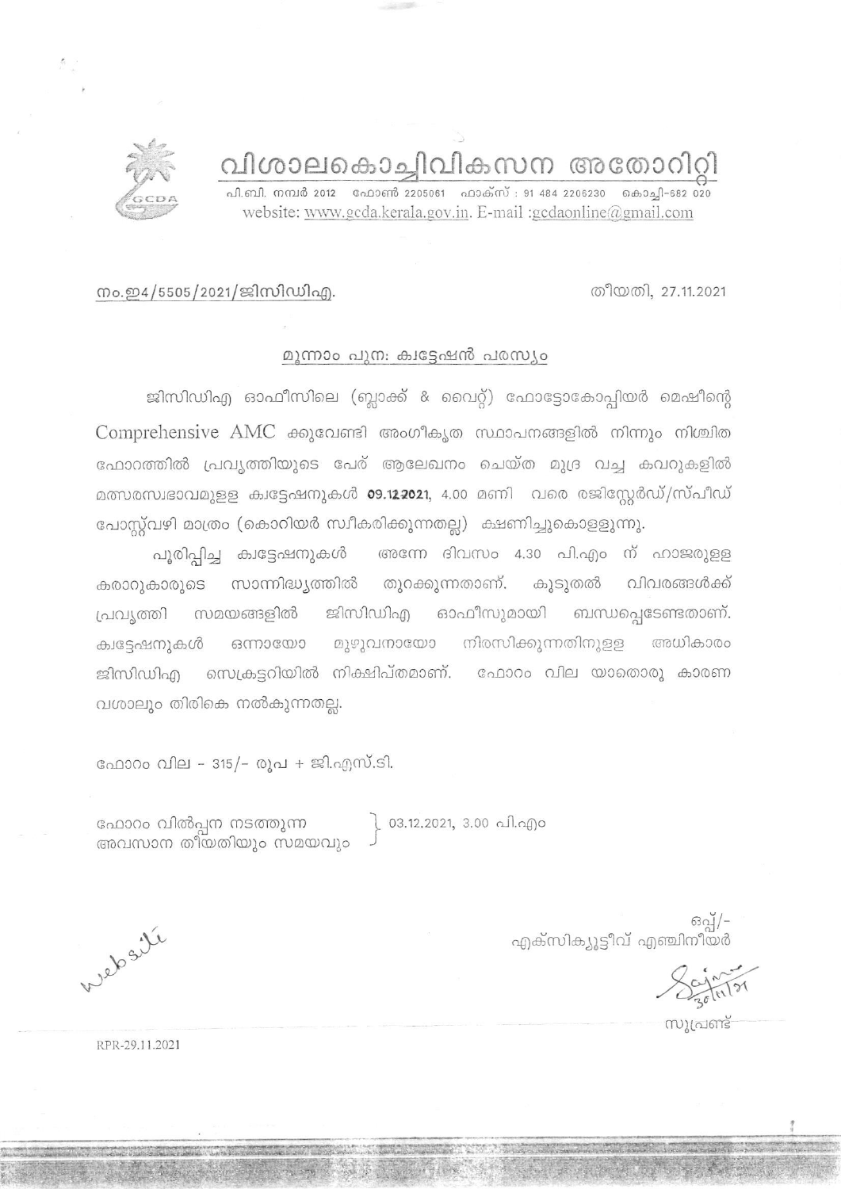# വിശാലകൊച്ചിവികസന അതോറിറ്റി

പി.ബി. നമ്പർ 2012 ഫോൺ 2205061 ഫാക്സ് : 91 484 2206230 കൊച്ചി-682 020
website: www.gcda.kerala.gov.in. E-mail :gcdaonline@gmail.com

നം.ഇ4/5505/2021/ജിസിഡിഎ. തീയതി, 27.11.2021

## മൂന്നാം പുനഃ ക്വട്ടേഷൻ പരസ്യം

ജിസിഡിഎ ഓഫീസിലെ (ബ്ലാക്ക് & വൈറ്റ്) ഫോട്ടോകോപ്പിയർ മെഷീന്റെ Comprehensive AMC ക്കുവേണ്ടി അംഗീകൃത സ്ഥാപനങ്ങളിൽ നിന്നും നിശ്ചിത ഫോറത്തിൽ പ്രവൃത്തിയുടെ പേര് ആലേഖനം ചെയ്ത മുദ്ര വച്ച കവറുകളിൽ മത്സരസ്വഭാവമുള്ള ക്വട്ടേഷനുകൾ **09.12.2021**, 4.00 മണി വരെ രജിസ്റ്റേർഡ്/സ്പീഡ് പോസ്റ്റ്വഴി മാത്രം (കൊറിയർ സ്വീകരിക്കുന്നതല്ല) ക്ഷണിച്ചുകൊള്ളുന്നു.

പൂരിപ്പിച്ച ക്വട്ടേഷനുകൾ അന്നേ ദിവസം 4.30 പി.എം ന് ഹാജരുള്ള കരാറുകാരുടെ സാന്നിദ്ധ്യത്തിൽ തുറക്കുന്നതാണ്. കൂടുതൽ വിവരങ്ങൾക്ക് പ്രവൃത്തി സമയങ്ങളിൽ ജിസിഡിഎ ഓഫീസുമായി ബന്ധപ്പെടേണ്ടതാണ്. ക്വട്ടേഷനുകൾ ഒന്നായോ മുഴുവനായോ നിരസിക്കുന്നതിനുള്ള അധികാരം ജിസിഡിഎ സെക്രട്ടറിയിൽ നിക്ഷിപ്തമാണ്. ഫോറം വില യാതൊരു കാരണ വശാലും തിരികെ നൽകുന്നതല്ല.

ഫോറം വില - 315/- രൂപ + ജി.എസ്.ടി.

ഫോറം വിൽപ്പന നടത്തുന്ന അവസാന തീയതിയും സമയവും } 03.12.2021, 3.00 പി.എം

ഒപ്പ്/-
എക്സിക്യൂട്ടീവ് എഞ്ചിനീയർ

website

30/11/21

സൂപ്രണ്ട്

RPR-29.11.2021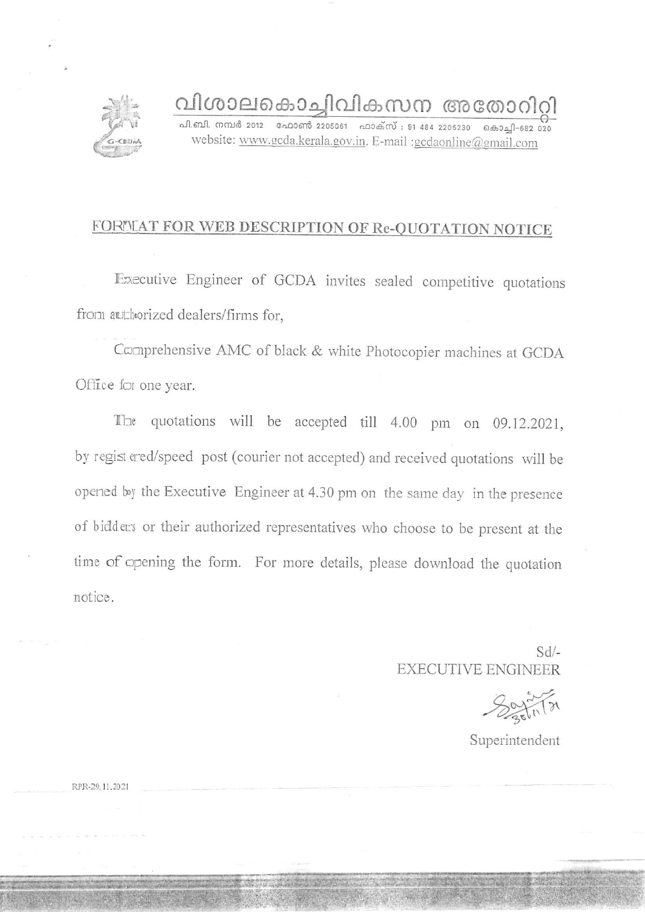വിശാലകൊച്ചിവികസന അതോറിറ്റി

പി.ബി. നമ്പർ 2012 ഫോൺ 2205061 ഫാക്സ് : 91 484 2206230 കൊച്ചി-682 020

website: www.gcda.kerala.gov.in. E-mail :gcdaonline@gmail.com

## FORMAT FOR WEB DESCRIPTION OF Re-QUOTATION NOTICE

Executive Engineer of GCDA invites sealed competitive quotations from authorized dealers/firms for,

Comprehensive AMC of black & white Photocopier machines at GCDA Office for one year.

The quotations will be accepted till 4.00 pm on 09.12.2021, by registered/speed post (courier not accepted) and received quotations will be opened by the Executive Engineer at 4.30 pm on the same day in the presence of bidders or their authorized representatives who choose to be present at the time of opening the form. For more details, please download the quotation notice.

Sd/-
EXECUTIVE ENGINEER

Superintendent

RPR-29.11.2021